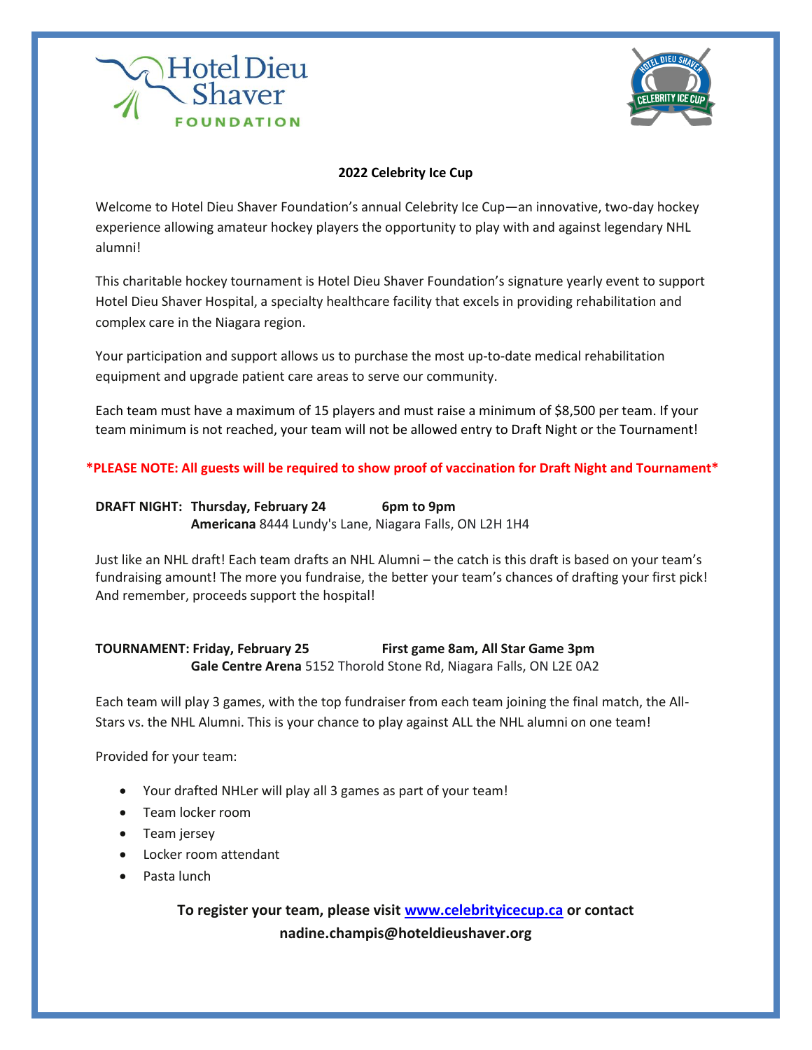Hotel Dieu Shaver FOUNDATION

HOTEL DIEU SHAVER CELEBRITY ICE CUP

## 2022 Celebrity Ice Cup

Welcome to Hotel Dieu Shaver Foundation's annual Celebrity Ice Cup—an innovative, two-day hockey experience allowing amateur hockey players the opportunity to play with and against legendary NHL alumni!

This charitable hockey tournament is Hotel Dieu Shaver Foundation's signature yearly event to support Hotel Dieu Shaver Hospital, a specialty healthcare facility that excels in providing rehabilitation and complex care in the Niagara region.

Your participation and support allows us to purchase the most up-to-date medical rehabilitation equipment and upgrade patient care areas to serve our community.

Each team must have a maximum of 15 players and must raise a minimum of $8,500 per team. If your team minimum is not reached, your team will not be allowed entry to Draft Night or the Tournament!

**\*PLEASE NOTE: All guests will be required to show proof of vaccination for Draft Night and Tournament\***

**DRAFT NIGHT: Thursday, February 24 6pm to 9pm**
**Americana** 8444 Lundy's Lane, Niagara Falls, ON L2H 1H4

Just like an NHL draft! Each team drafts an NHL Alumni – the catch is this draft is based on your team's fundraising amount! The more you fundraise, the better your team's chances of drafting your first pick! And remember, proceeds support the hospital!

**TOURNAMENT: Friday, February 25 First game 8am, All Star Game 3pm**
**Gale Centre Arena** 5152 Thorold Stone Rd, Niagara Falls, ON L2E 0A2

Each team will play 3 games, with the top fundraiser from each team joining the final match, the All-Stars vs. the NHL Alumni. This is your chance to play against ALL the NHL alumni on one team!

Provided for your team:

- Your drafted NHLer will play all 3 games as part of your team!
- Team locker room
- Team jersey
- Locker room attendant
- Pasta lunch

**To register your team, please visit [www.celebrityicecup.ca](www.celebrityicecup.ca) or contact nadine.champis@hoteldieushaver.org**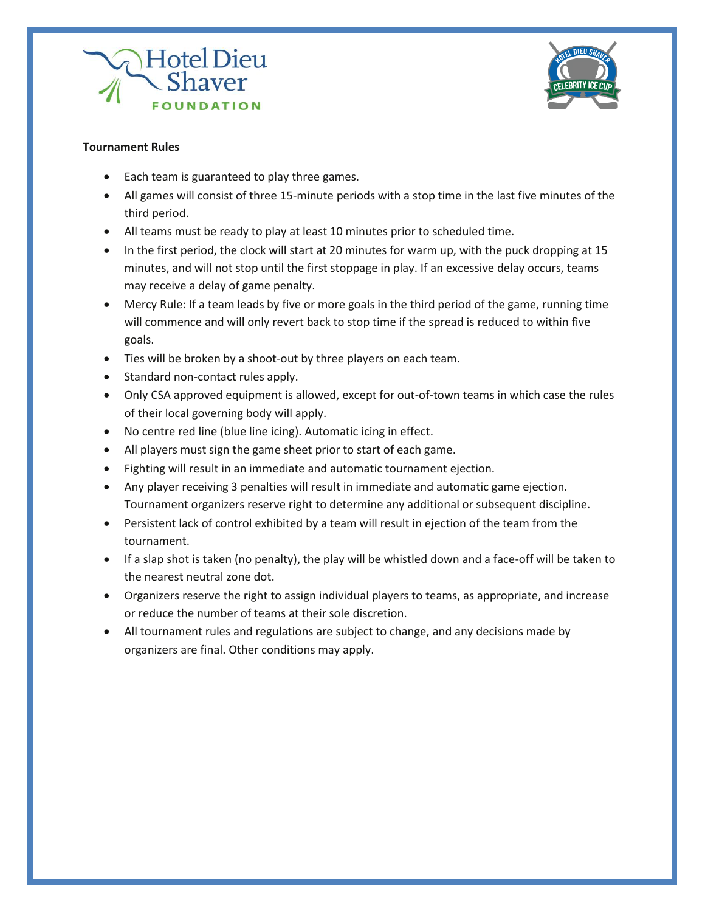**Tournament Rules**

- Each team is guaranteed to play three games.
- All games will consist of three 15-minute periods with a stop time in the last five minutes of the third period.
- All teams must be ready to play at least 10 minutes prior to scheduled time.
- In the first period, the clock will start at 20 minutes for warm up, with the puck dropping at 15 minutes, and will not stop until the first stoppage in play. If an excessive delay occurs, teams may receive a delay of game penalty.
- Mercy Rule: If a team leads by five or more goals in the third period of the game, running time will commence and will only revert back to stop time if the spread is reduced to within five goals.
- Ties will be broken by a shoot-out by three players on each team.
- Standard non-contact rules apply.
- Only CSA approved equipment is allowed, except for out-of-town teams in which case the rules of their local governing body will apply.
- No centre red line (blue line icing). Automatic icing in effect.
- All players must sign the game sheet prior to start of each game.
- Fighting will result in an immediate and automatic tournament ejection.
- Any player receiving 3 penalties will result in immediate and automatic game ejection. Tournament organizers reserve right to determine any additional or subsequent discipline.
- Persistent lack of control exhibited by a team will result in ejection of the team from the tournament.
- If a slap shot is taken (no penalty), the play will be whistled down and a face-off will be taken to the nearest neutral zone dot.
- Organizers reserve the right to assign individual players to teams, as appropriate, and increase or reduce the number of teams at their sole discretion.
- All tournament rules and regulations are subject to change, and any decisions made by organizers are final. Other conditions may apply.